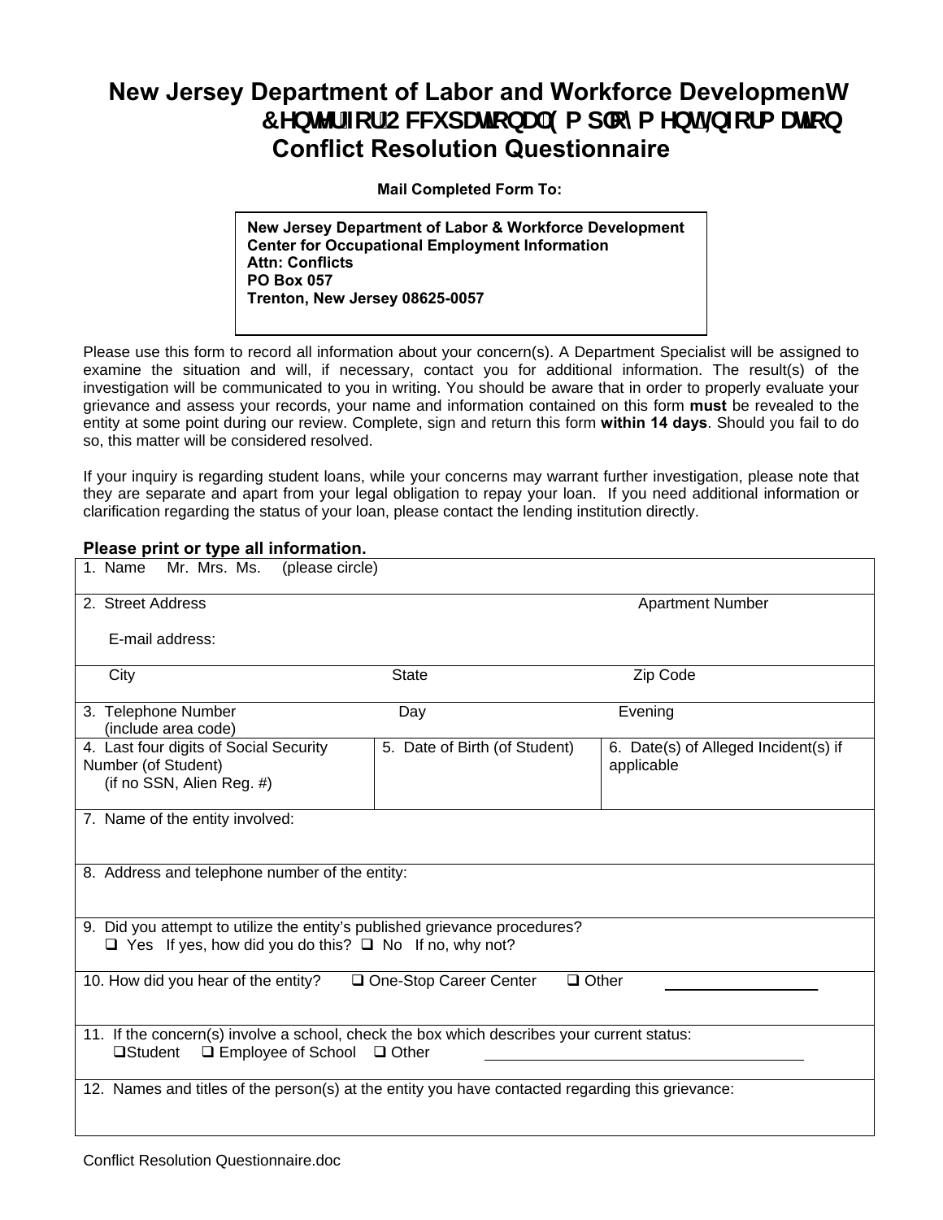# New Jersey Department of Labor and Workforce Development
## Center for Occupational Employment Information
## Conflict Resolution Questionnaire

**Mail Completed Form To:**

> **New Jersey Department of Labor & Workforce Development**
> **Center for Occupational Employment Information**
> **Attn: Conflicts**
> **PO Box 057**
> **Trenton, New Jersey 08625-0057**

Please use this form to record all information about your concern(s). A Department Specialist will be assigned to examine the situation and will, if necessary, contact you for additional information. The result(s) of the investigation will be communicated to you in writing. You should be aware that in order to properly evaluate your grievance and assess your records, your name and information contained on this form **must** be revealed to the entity at some point during our review. Complete, sign and return this form **within 14 days**. Should you fail to do so, this matter will be considered resolved.

If your inquiry is regarding student loans, while your concerns may warrant further investigation, please note that they are separate and apart from your legal obligation to repay your loan. If you need additional information or clarification regarding the status of your loan, please contact the lending institution directly.

**Please print or type all information.**

| | | |
|---|---|---|
| 1. Name Mr. Mrs. Ms. (please circle) | | |
| 2. Street Address<br><br>E-mail address: | | Apartment Number |
| City | State | Zip Code |
| 3. Telephone Number (include area code) | Day | Evening |
| 4. Last four digits of Social Security Number (of Student) (if no SSN, Alien Reg. #) | 5. Date of Birth (of Student) | 6. Date(s) of Alleged Incident(s) if applicable |
| 7. Name of the entity involved: | | |
| 8. Address and telephone number of the entity: | | |
| 9. Did you attempt to utilize the entity's published grievance procedures?<br>❑ Yes If yes, how did you do this? ❑ No If no, why not? | | |
| 10. How did you hear of the entity? ❑ One-Stop Career Center ❑ Other ________________ | | |
| 11. If the concern(s) involve a school, check the box which describes your current status:<br>❑ Student ❑ Employee of School ❑ Other ________________________________ | | |
| 12. Names and titles of the person(s) at the entity you have contacted regarding this grievance: | | |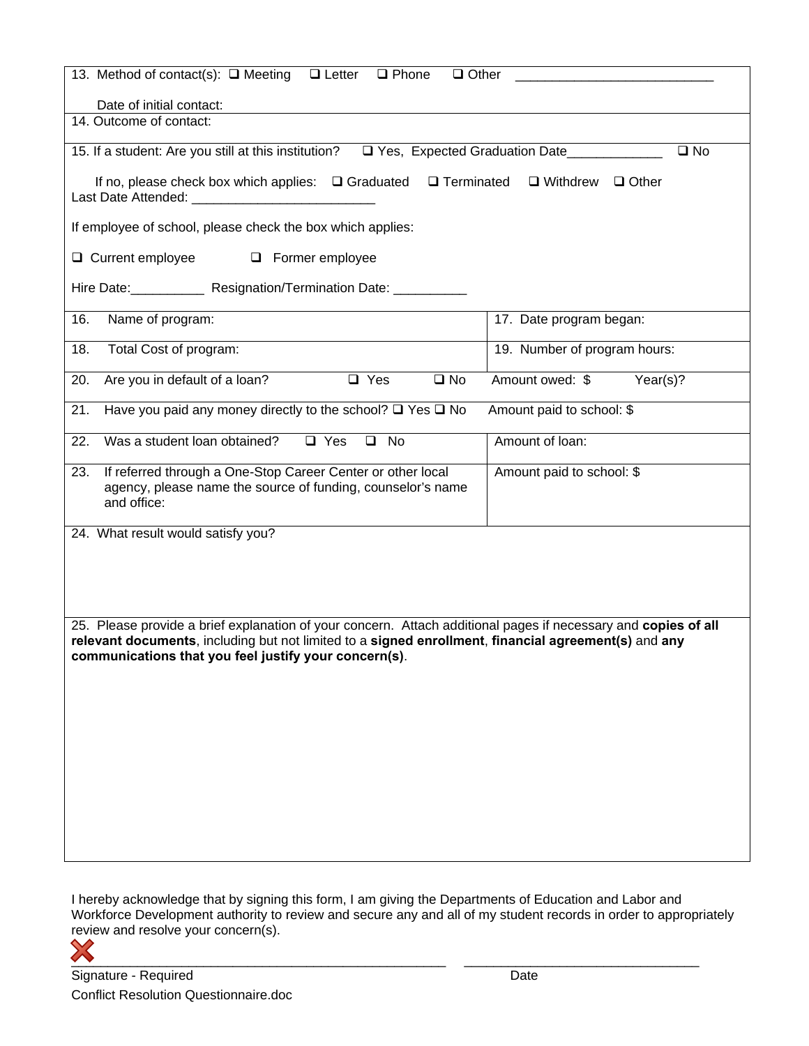13. Method of contact(s): ❑ Meeting ❑ Letter ❑ Phone ❑ Other ___________________________

Date of initial contact:

14. Outcome of contact:

15. If a student: Are you still at this institution? ❑ Yes, Expected Graduation Date_____________ ❑ No

If no, please check box which applies: ❑ Graduated ❑ Terminated ❑ Withdrew ❑ Other
Last Date Attended: _________________________

If employee of school, please check the box which applies:

❑ Current employee ❑ Former employee

Hire Date:__________ Resignation/Termination Date: __________

| | |
|---|---|
| 16. Name of program: | 17. Date program began: |
| 18. Total Cost of program: | 19. Number of program hours: |
| 20. Are you in default of a loan? ❑ Yes ❑ No | Amount owed: $ Year(s)? |
| 21. Have you paid any money directly to the school? ❑ Yes ❑ No | Amount paid to school: $ |
| 22. Was a student loan obtained? ❑ Yes ❑ No | Amount of loan: |
| 23. If referred through a One-Stop Career Center or other local agency, please name the source of funding, counselor's name and office: | Amount paid to school: $ |

24. What result would satisfy you?

25. Please provide a brief explanation of your concern. Attach additional pages if necessary and **copies of all relevant documents**, including but not limited to a **signed enrollment**, **financial agreement(s)** and **any communications that you feel justify your concern(s)**.

I hereby acknowledge that by signing this form, I am giving the Departments of Education and Labor and Workforce Development authority to review and secure any and all of my student records in order to appropriately review and resolve your concern(s).

_________________________________________________ ______________________________

Signature - Required Date

Conflict Resolution Questionnaire.doc